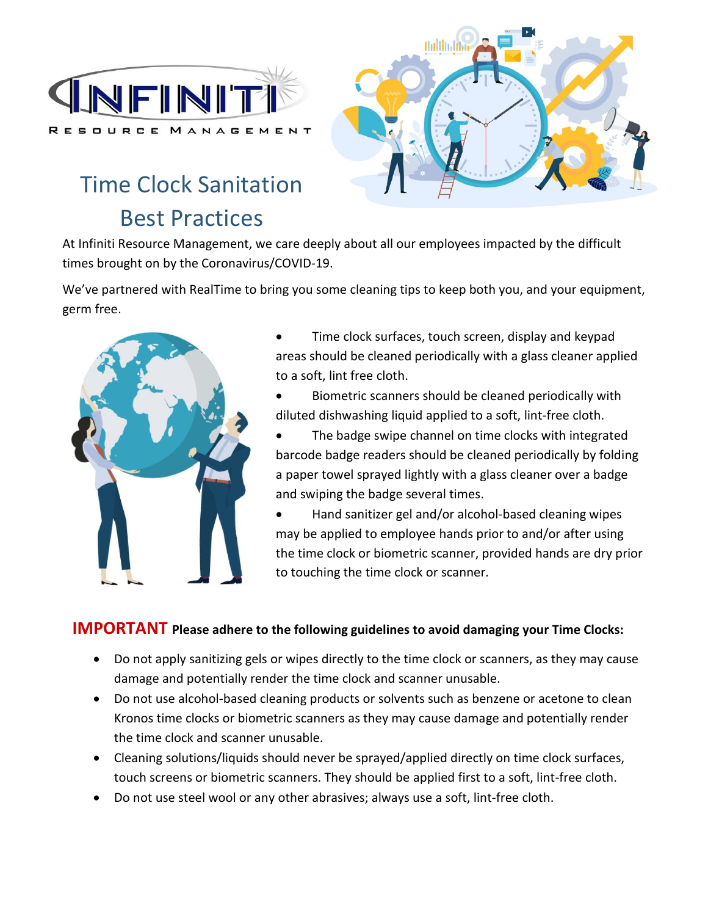INFINITI

RESOURCE MANAGEMENT

# Time Clock Sanitation Best Practices

At Infiniti Resource Management, we care deeply about all our employees impacted by the difficult times brought on by the Coronavirus/COVID-19.

We've partnered with RealTime to bring you some cleaning tips to keep both you, and your equipment, germ free.

- Time clock surfaces, touch screen, display and keypad areas should be cleaned periodically with a glass cleaner applied to a soft, lint free cloth.
- Biometric scanners should be cleaned periodically with diluted dishwashing liquid applied to a soft, lint-free cloth.
- The badge swipe channel on time clocks with integrated barcode badge readers should be cleaned periodically by folding a paper towel sprayed lightly with a glass cleaner over a badge and swiping the badge several times.
- Hand sanitizer gel and/or alcohol-based cleaning wipes may be applied to employee hands prior to and/or after using the time clock or biometric scanner, provided hands are dry prior to touching the time clock or scanner.

**IMPORTANT Please adhere to the following guidelines to avoid damaging your Time Clocks:**

- Do not apply sanitizing gels or wipes directly to the time clock or scanners, as they may cause damage and potentially render the time clock and scanner unusable.
- Do not use alcohol-based cleaning products or solvents such as benzene or acetone to clean Kronos time clocks or biometric scanners as they may cause damage and potentially render the time clock and scanner unusable.
- Cleaning solutions/liquids should never be sprayed/applied directly on time clock surfaces, touch screens or biometric scanners. They should be applied first to a soft, lint-free cloth.
- Do not use steel wool or any other abrasives; always use a soft, lint-free cloth.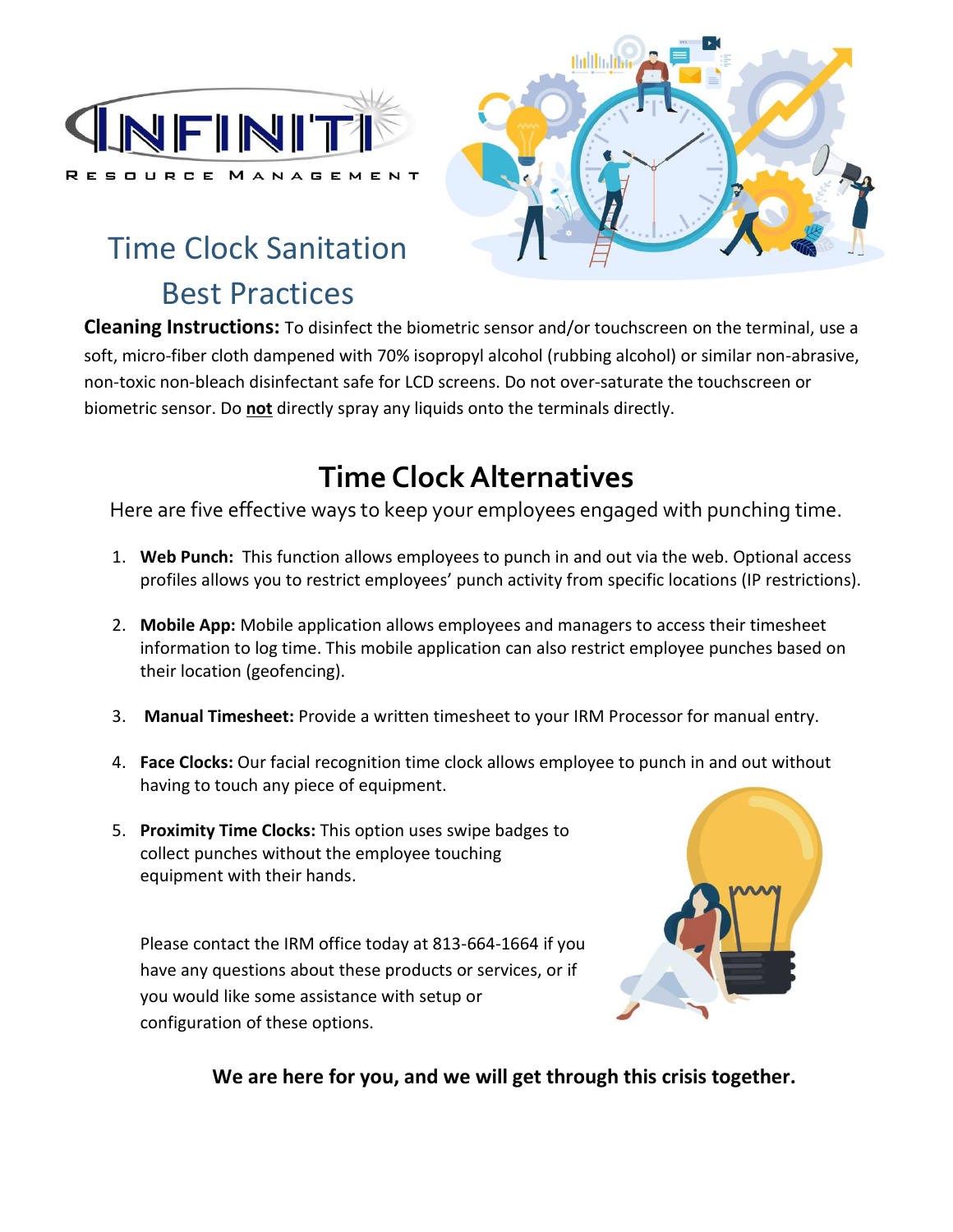INFINITI

RESOURCE MANAGEMENT

# Time Clock Sanitation Best Practices

**Cleaning Instructions:** To disinfect the biometric sensor and/or touchscreen on the terminal, use a soft, micro-fiber cloth dampened with 70% isopropyl alcohol (rubbing alcohol) or similar non-abrasive, non-toxic non-bleach disinfectant safe for LCD screens. Do not over-saturate the touchscreen or biometric sensor. Do **not** directly spray any liquids onto the terminals directly.

## Time Clock Alternatives

Here are five effective ways to keep your employees engaged with punching time.

1. **Web Punch:** This function allows employees to punch in and out via the web. Optional access profiles allows you to restrict employees' punch activity from specific locations (IP restrictions).
2. **Mobile App:** Mobile application allows employees and managers to access their timesheet information to log time. This mobile application can also restrict employee punches based on their location (geofencing).
3. **Manual Timesheet:** Provide a written timesheet to your IRM Processor for manual entry.
4. **Face Clocks:** Our facial recognition time clock allows employee to punch in and out without having to touch any piece of equipment.
5. **Proximity Time Clocks:** This option uses swipe badges to collect punches without the employee touching equipment with their hands.

Please contact the IRM office today at 813-664-1664 if you have any questions about these products or services, or if you would like some assistance with setup or configuration of these options.

**We are here for you, and we will get through this crisis together.**